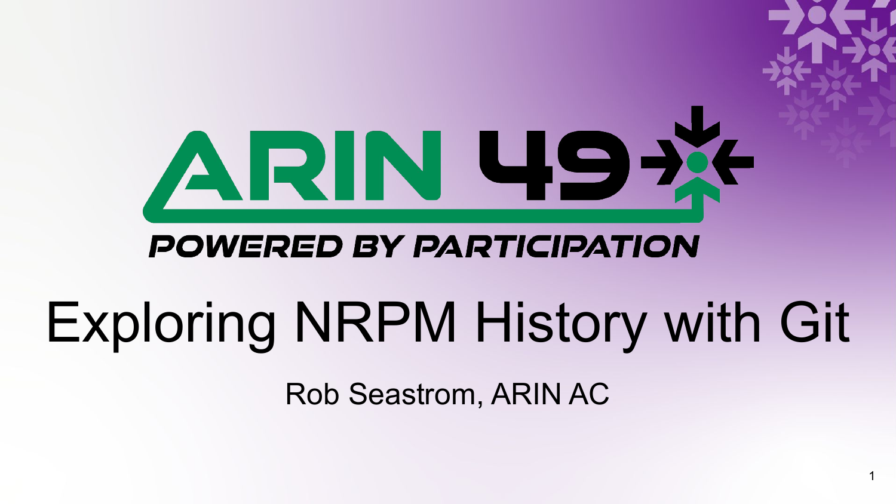ARIN 49

POWERED BY PARTICIPATION

# Exploring NRPM History with Git

Rob Seastrom, ARIN AC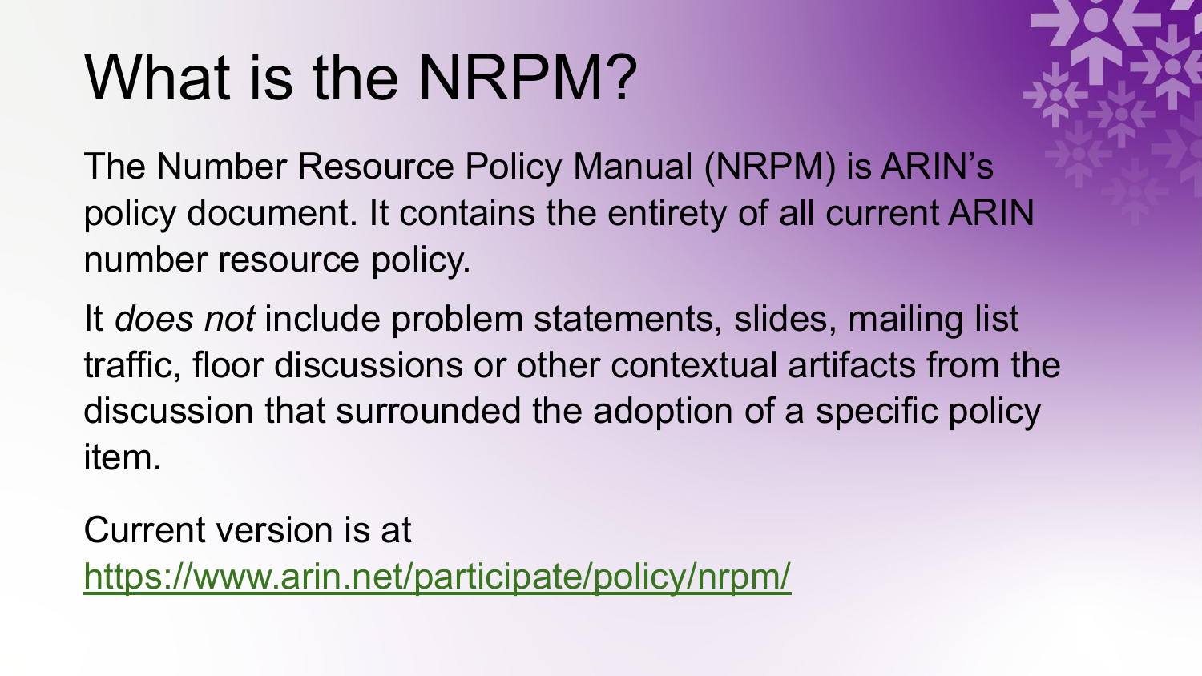# What is the NRPM?

The Number Resource Policy Manual (NRPM) is ARIN's policy document. It contains the entirety of all current ARIN number resource policy.

It *does not* include problem statements, slides, mailing list traffic, floor discussions or other contextual artifacts from the discussion that surrounded the adoption of a specific policy item.

Current version is at [https://www.arin.net/participate/policy/nrpm/](https://www.arin.net/participate/policy/nrpm/)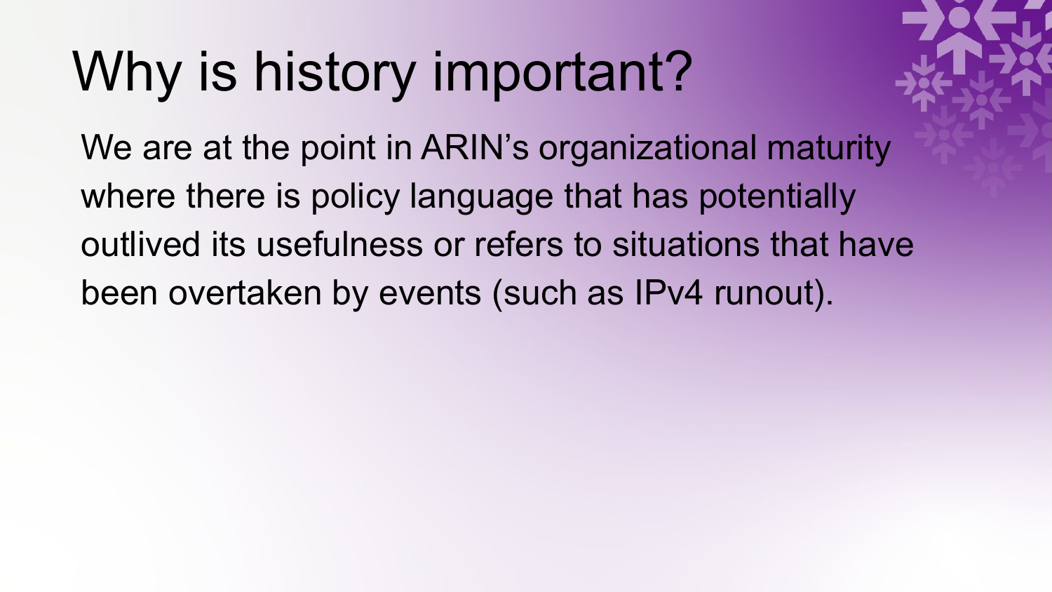# Why is history important?

We are at the point in ARIN’s organizational maturity where there is policy language that has potentially outlived its usefulness or refers to situations that have been overtaken by events (such as IPv4 runout).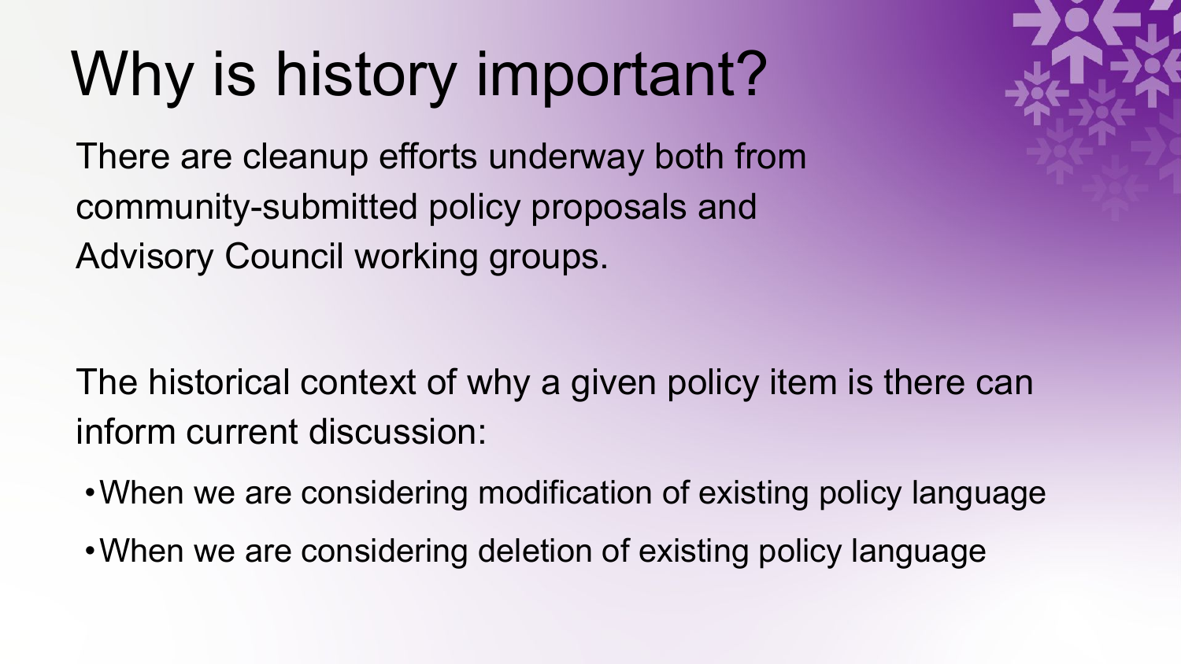# Why is history important?

There are cleanup efforts underway both from community-submitted policy proposals and Advisory Council working groups.

The historical context of why a given policy item is there can inform current discussion:

- When we are considering modification of existing policy language
- When we are considering deletion of existing policy language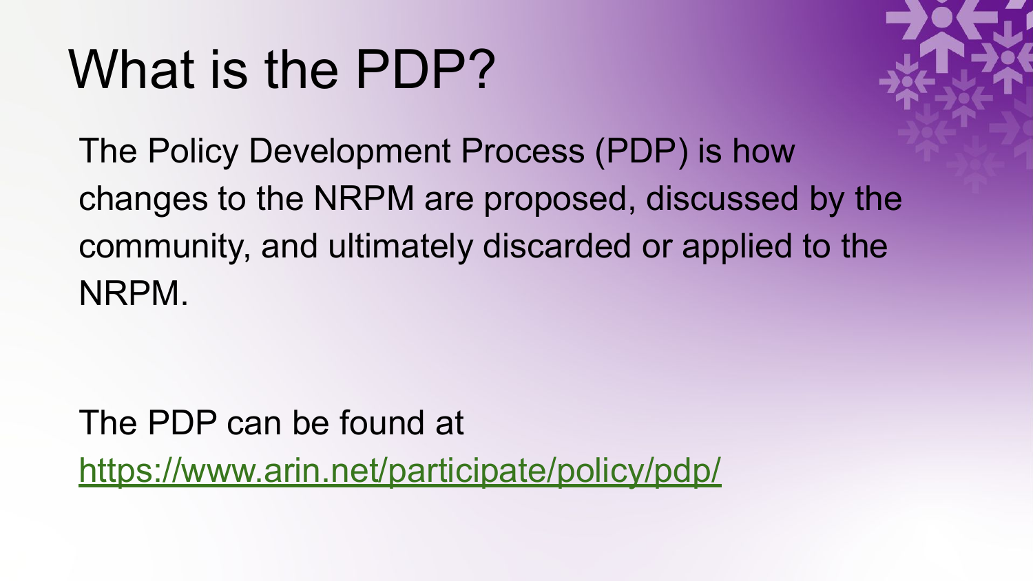# What is the PDP?

The Policy Development Process (PDP) is how changes to the NRPM are proposed, discussed by the community, and ultimately discarded or applied to the NRPM.

The PDP can be found at [https://www.arin.net/participate/policy/pdp/](https://www.arin.net/participate/policy/pdp/)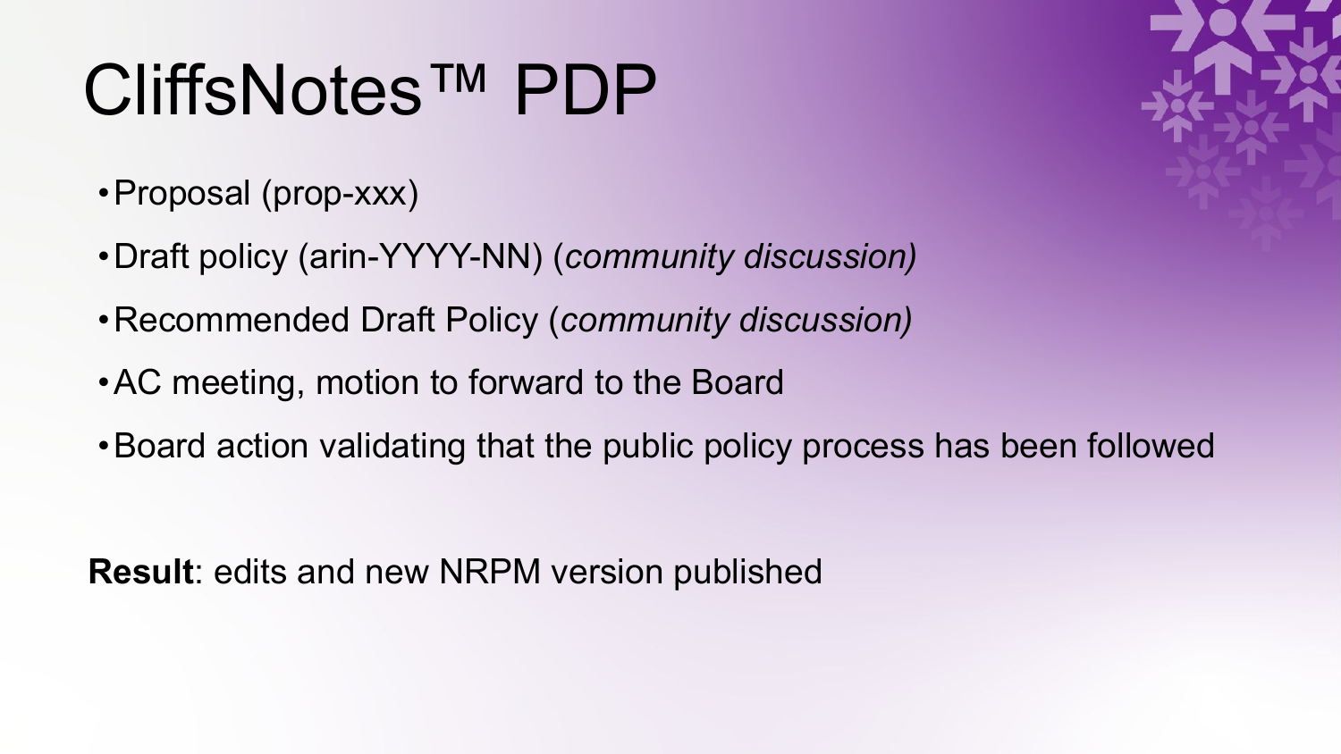# CliffsNotes™ PDP

- Proposal (prop-xxx)
- Draft policy (arin-YYYY-NN) (*community discussion)*
- Recommended Draft Policy (*community discussion)*
- AC meeting, motion to forward to the Board
- Board action validating that the public policy process has been followed

**Result**: edits and new NRPM version published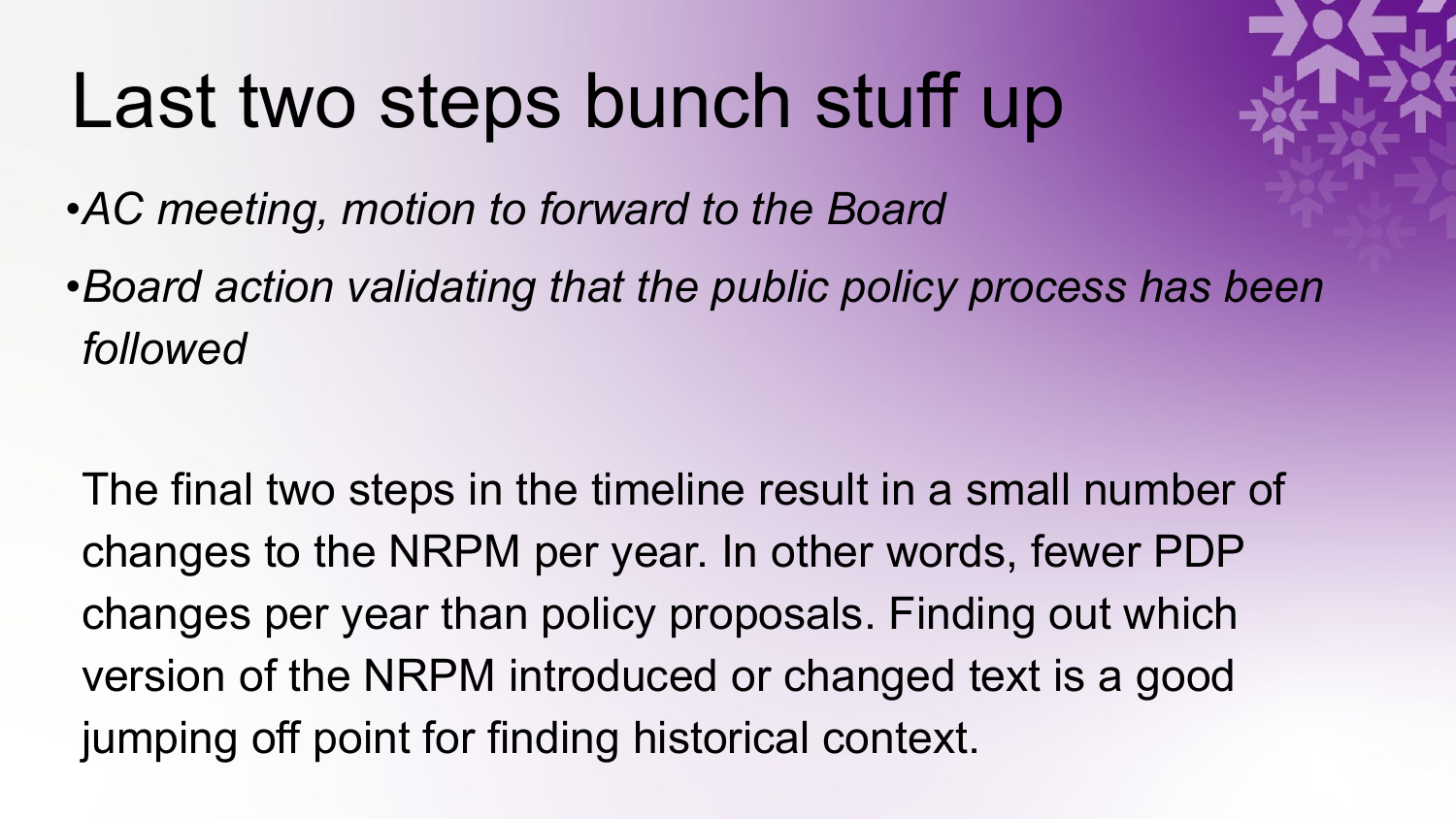# Last two steps bunch stuff up

- *AC meeting, motion to forward to the Board*
- *Board action validating that the public policy process has been followed*

The final two steps in the timeline result in a small number of changes to the NRPM per year. In other words, fewer PDP changes per year than policy proposals. Finding out which version of the NRPM introduced or changed text is a good jumping off point for finding historical context.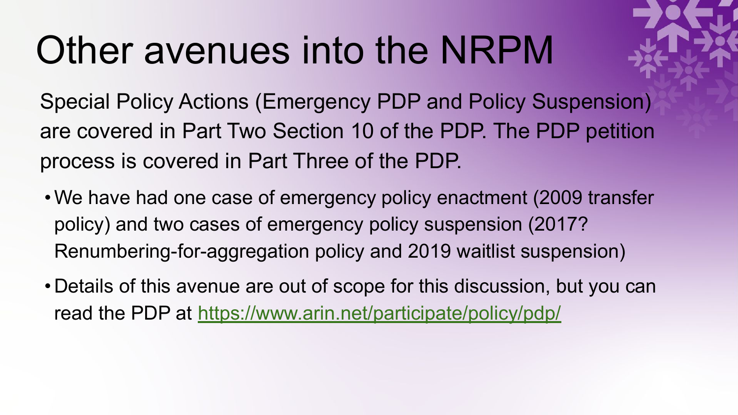# Other avenues into the NRPM

Special Policy Actions (Emergency PDP and Policy Suspension) are covered in Part Two Section 10 of the PDP. The PDP petition process is covered in Part Three of the PDP.

- We have had one case of emergency policy enactment (2009 transfer policy) and two cases of emergency policy suspension (2017? Renumbering-for-aggregation policy and 2019 waitlist suspension)
- Details of this avenue are out of scope for this discussion, but you can read the PDP at [https://www.arin.net/participate/policy/pdp/](https://www.arin.net/participate/policy/pdp/)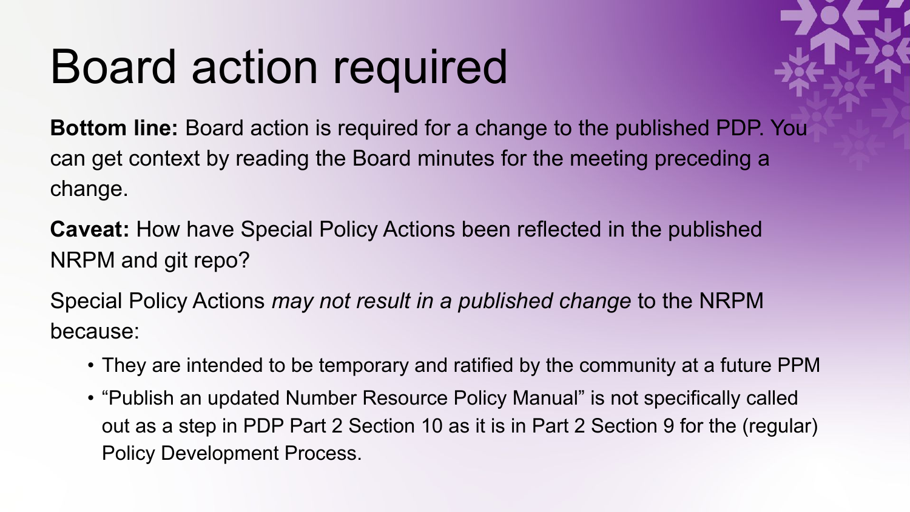# Board action required

**Bottom line:** Board action is required for a change to the published PDP. You can get context by reading the Board minutes for the meeting preceding a change.

**Caveat:** How have Special Policy Actions been reflected in the published NRPM and git repo?

Special Policy Actions *may not result in a published change* to the NRPM because:

- They are intended to be temporary and ratified by the community at a future PPM
- "Publish an updated Number Resource Policy Manual" is not specifically called out as a step in PDP Part 2 Section 10 as it is in Part 2 Section 9 for the (regular) Policy Development Process.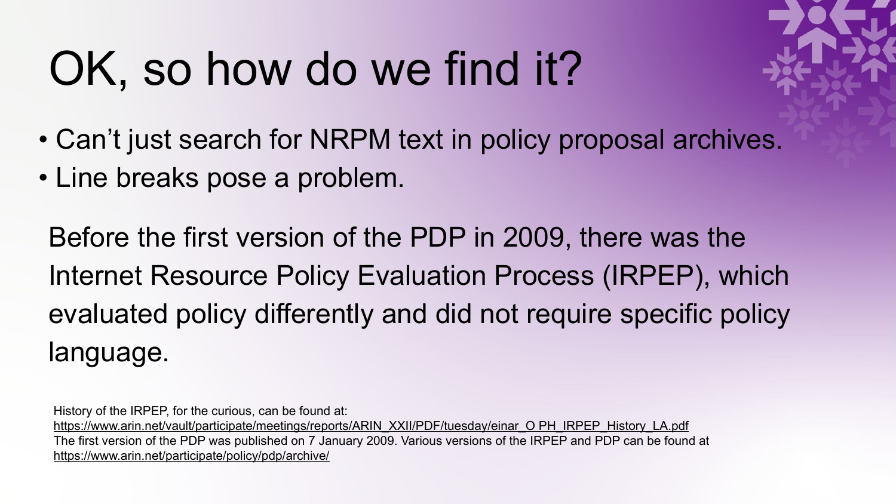# OK, so how do we find it?

- Can’t just search for NRPM text in policy proposal archives.
- Line breaks pose a problem.

Before the first version of the PDP in 2009, there was the Internet Resource Policy Evaluation Process (IRPEP), which evaluated policy differently and did not require specific policy language.

History of the IRPEP, for the curious, can be found at:
https://www.arin.net/vault/participate/meetings/reports/ARIN_XXII/PDF/tuesday/einar_O PH_IRPEP_History_LA.pdf
The first version of the PDP was published on 7 January 2009. Various versions of the IRPEP and PDP can be found at https://www.arin.net/participate/policy/pdp/archive/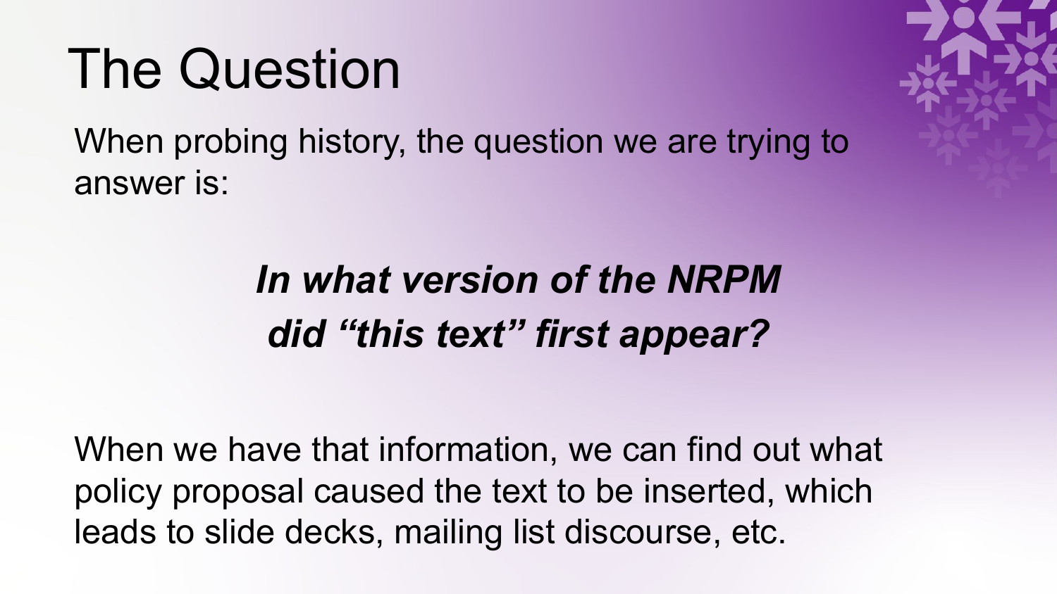# The Question

When probing history, the question we are trying to answer is:

***In what version of the NRPM did "this text" first appear?***

When we have that information, we can find out what policy proposal caused the text to be inserted, which leads to slide decks, mailing list discourse, etc.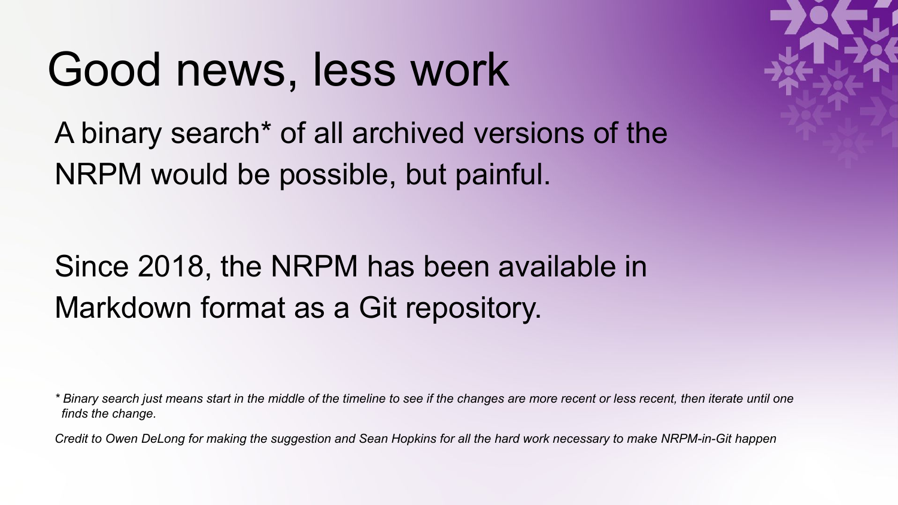# Good news, less work

A binary search* of all archived versions of the NRPM would be possible, but painful.

Since 2018, the NRPM has been available in Markdown format as a Git repository.

*\* Binary search just means start in the middle of the timeline to see if the changes are more recent or less recent, then iterate until one finds the change.*

*Credit to Owen DeLong for making the suggestion and Sean Hopkins for all the hard work necessary to make NRPM-in-Git happen*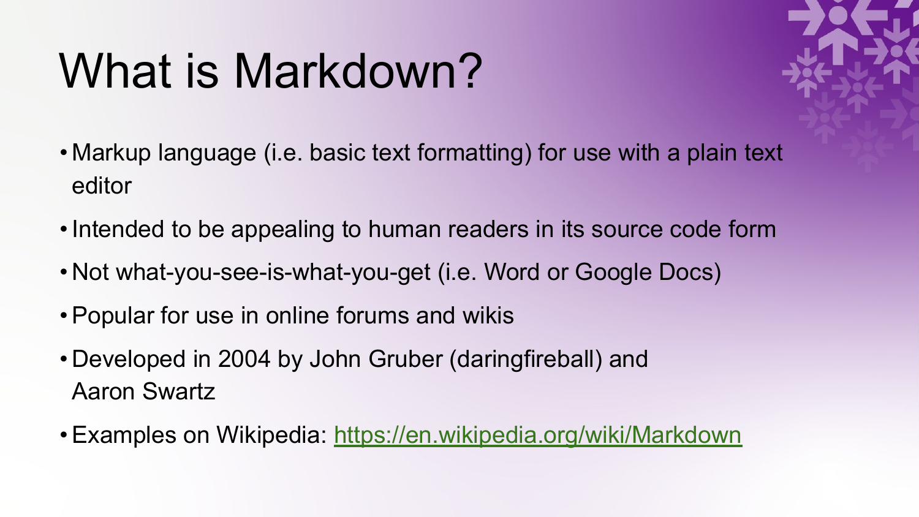# What is Markdown?

- Markup language (i.e. basic text formatting) for use with a plain text editor
- Intended to be appealing to human readers in its source code form
- Not what-you-see-is-what-you-get (i.e. Word or Google Docs)
- Popular for use in online forums and wikis
- Developed in 2004 by John Gruber (daringfireball) and Aaron Swartz
- Examples on Wikipedia: [https://en.wikipedia.org/wiki/Markdown](https://en.wikipedia.org/wiki/Markdown)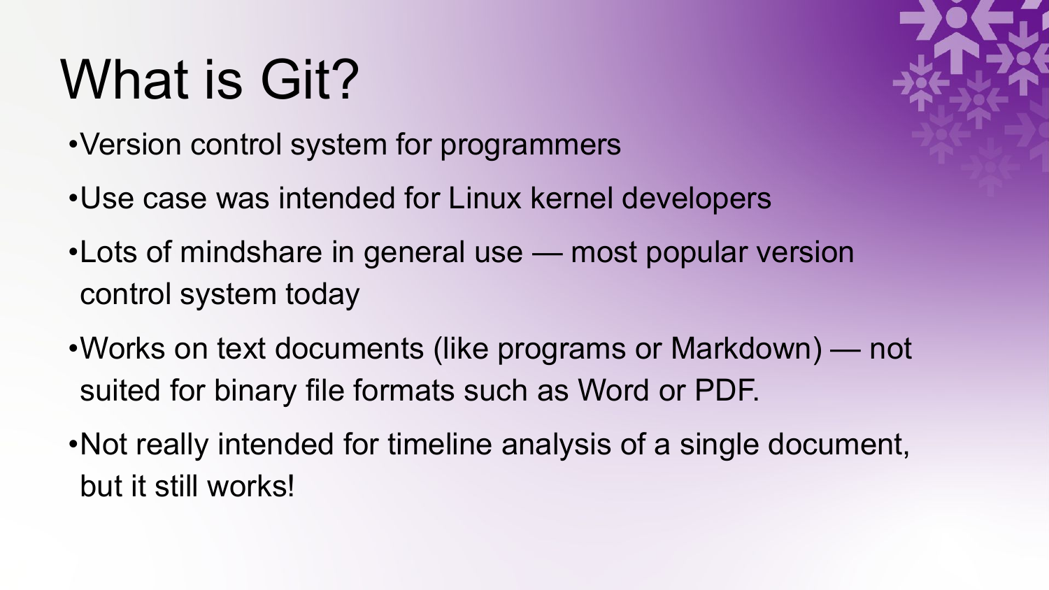# What is Git?

- Version control system for programmers
- Use case was intended for Linux kernel developers
- Lots of mindshare in general use — most popular version control system today
- Works on text documents (like programs or Markdown) — not suited for binary file formats such as Word or PDF.
- Not really intended for timeline analysis of a single document, but it still works!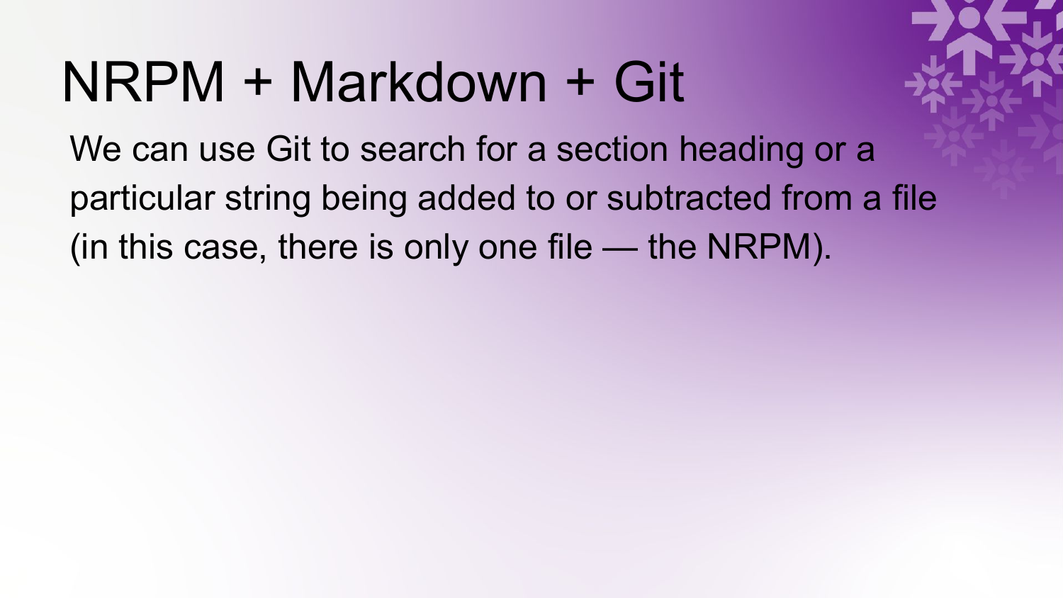# NRPM + Markdown + Git

We can use Git to search for a section heading or a particular string being added to or subtracted from a file (in this case, there is only one file — the NRPM).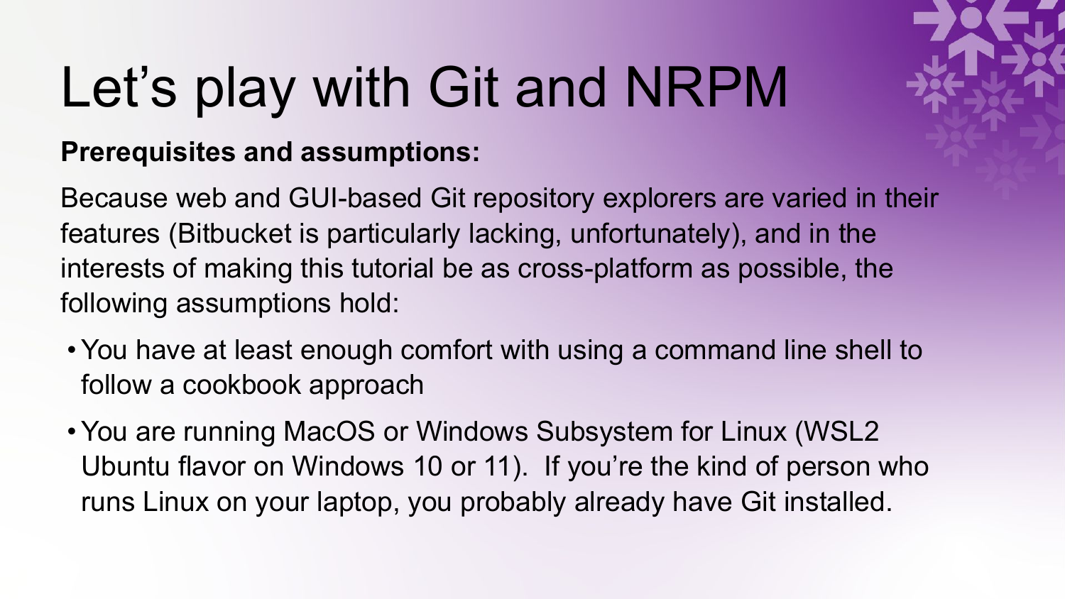# Let’s play with Git and NRPM

**Prerequisites and assumptions:**

Because web and GUI-based Git repository explorers are varied in their features (Bitbucket is particularly lacking, unfortunately), and in the interests of making this tutorial be as cross-platform as possible, the following assumptions hold:

- You have at least enough comfort with using a command line shell to follow a cookbook approach
- You are running MacOS or Windows Subsystem for Linux (WSL2 Ubuntu flavor on Windows 10 or 11). If you’re the kind of person who runs Linux on your laptop, you probably already have Git installed.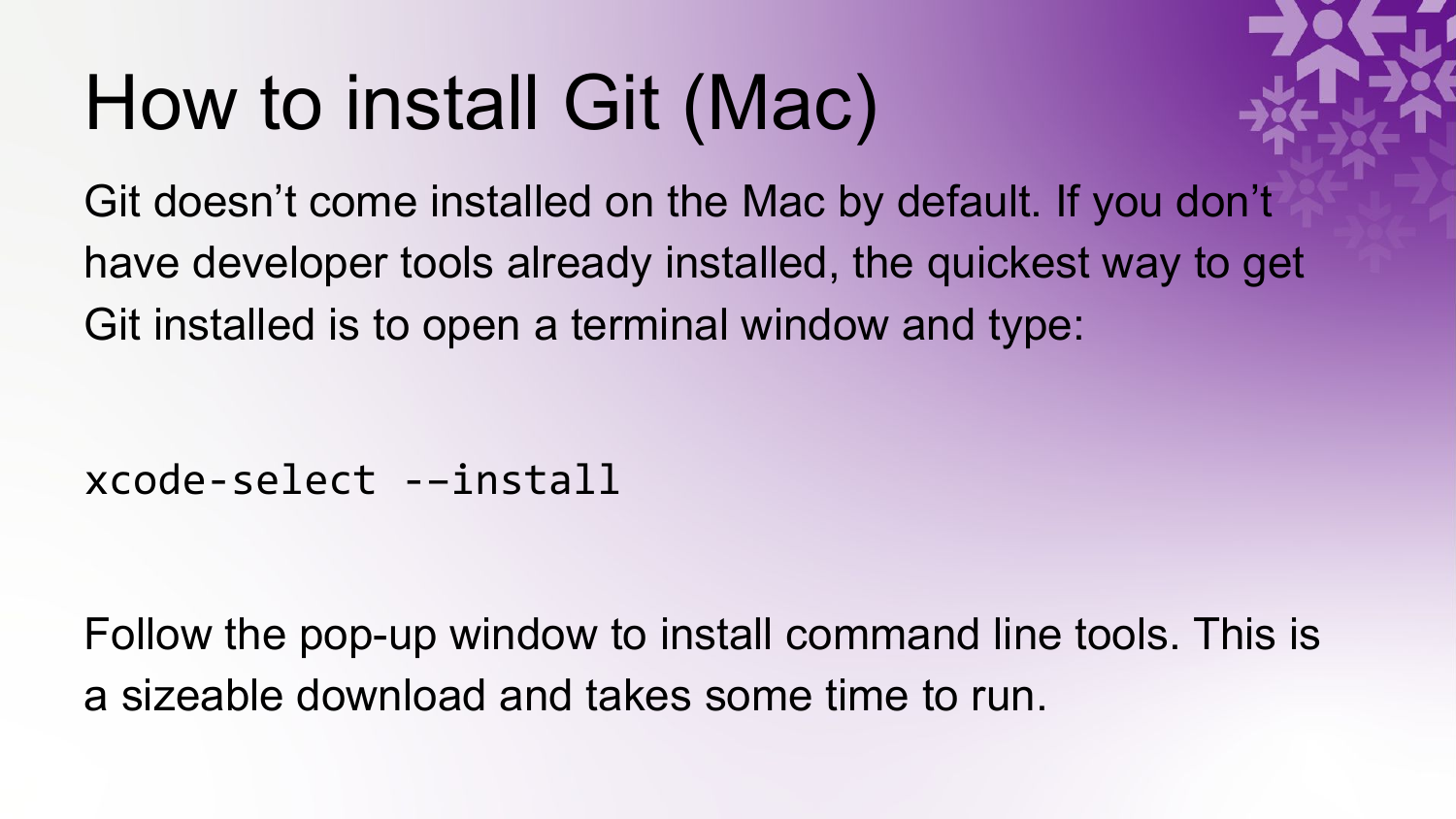# How to install Git (Mac)

Git doesn’t come installed on the Mac by default. If you don’t have developer tools already installed, the quickest way to get Git installed is to open a terminal window and type:

```
xcode-select --install
```

Follow the pop-up window to install command line tools. This is a sizeable download and takes some time to run.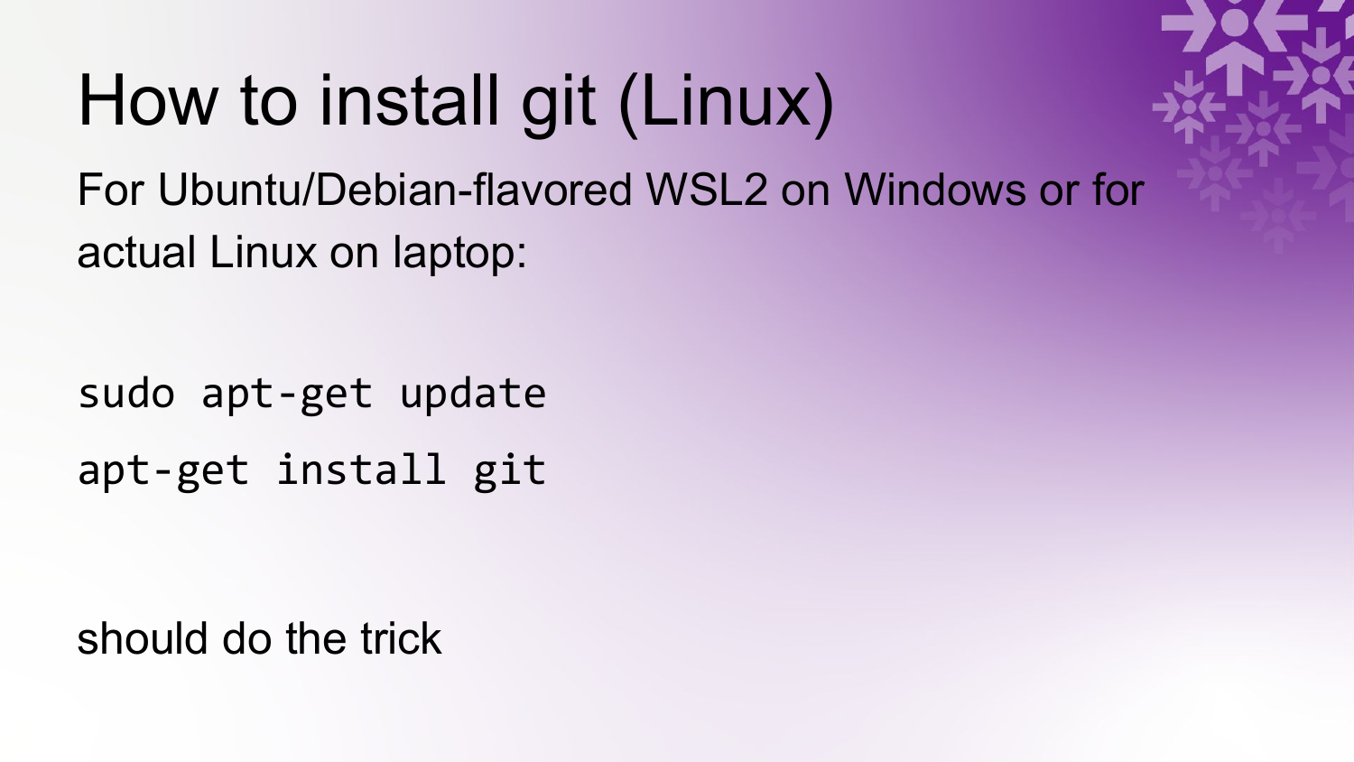# How to install git (Linux)

For Ubuntu/Debian-flavored WSL2 on Windows or for actual Linux on laptop:

```
sudo apt-get update
apt-get install git
```

should do the trick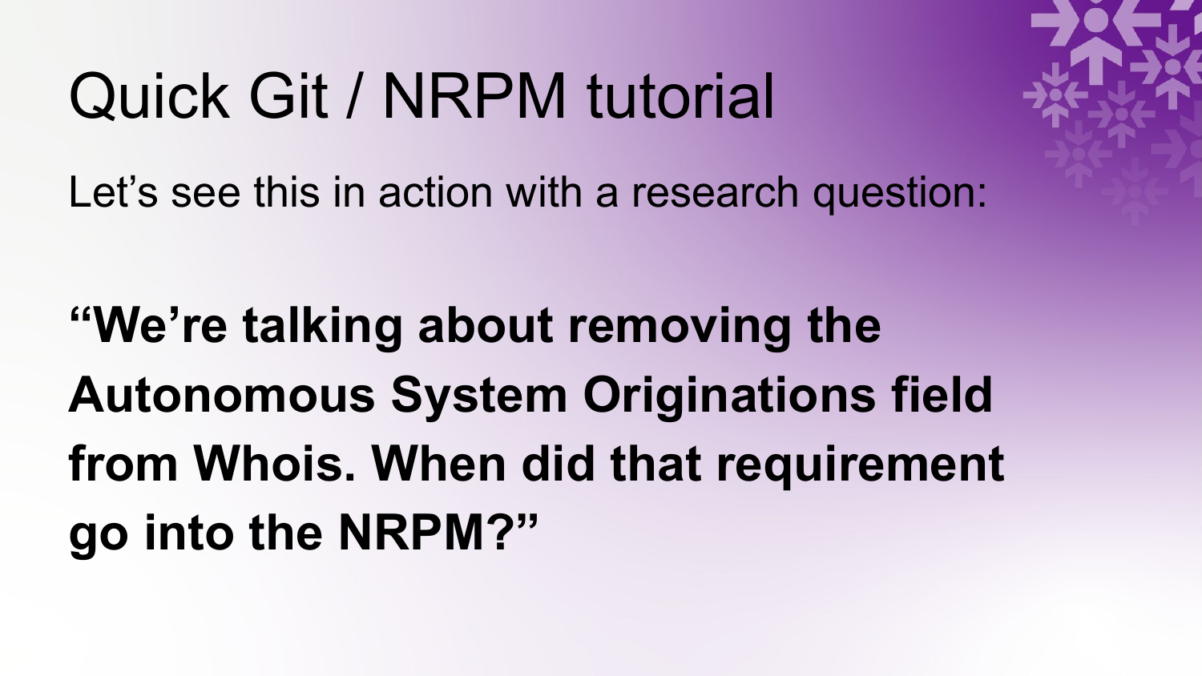# Quick Git / NRPM tutorial

Let's see this in action with a research question:

**"We're talking about removing the Autonomous System Originations field from Whois. When did that requirement go into the NRPM?"**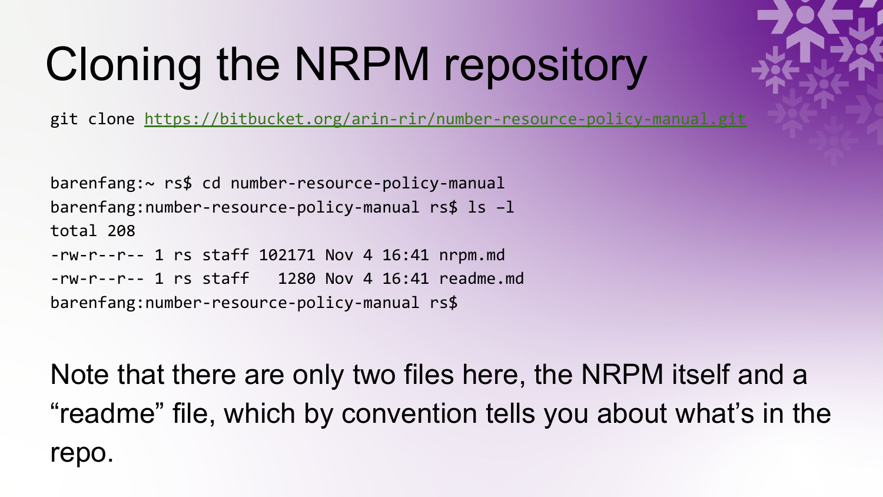# Cloning the NRPM repository

```
git clone https://bitbucket.org/arin-rir/number-resource-policy-manual.git
```

```
barenfang:~ rs$ cd number-resource-policy-manual
barenfang:number-resource-policy-manual rs$ ls –l
total 208
-rw-r--r-- 1 rs staff 102171 Nov 4 16:41 nrpm.md
-rw-r--r-- 1 rs staff   1280 Nov 4 16:41 readme.md
barenfang:number-resource-policy-manual rs$
```

Note that there are only two files here, the NRPM itself and a “readme” file, which by convention tells you about what’s in the repo.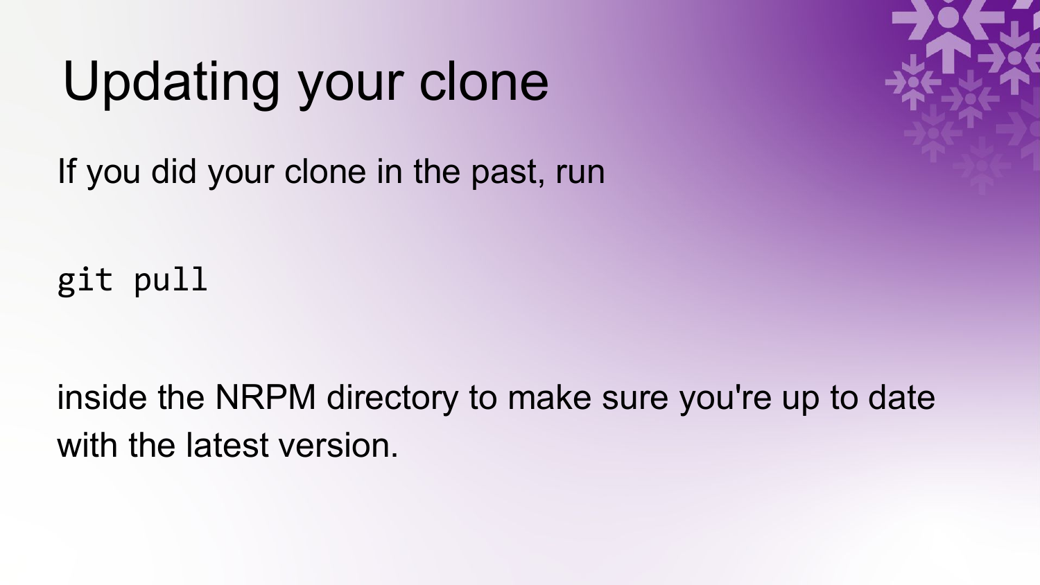# Updating your clone

If you did your clone in the past, run

```
git pull
```

inside the NRPM directory to make sure you're up to date with the latest version.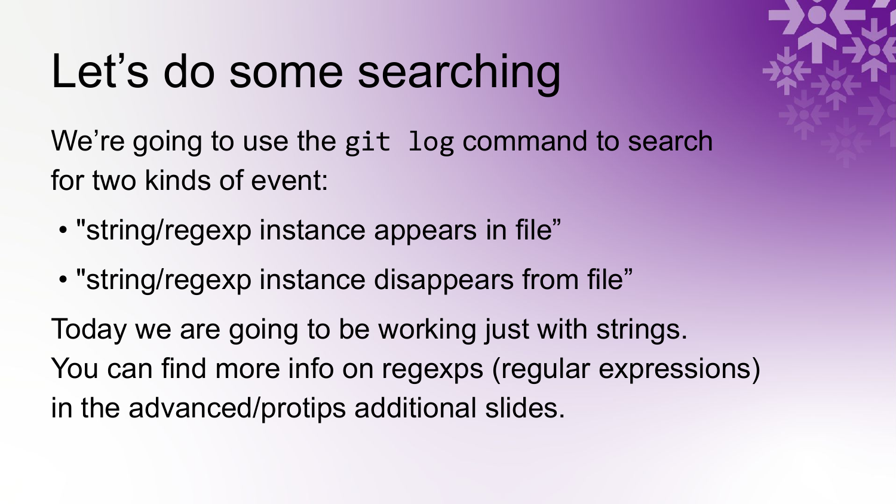# Let’s do some searching

We’re going to use the `git log` command to search for two kinds of event:

- "string/regexp instance appears in file”
- "string/regexp instance disappears from file”

Today we are going to be working just with strings. You can find more info on regexps (regular expressions) in the advanced/protips additional slides.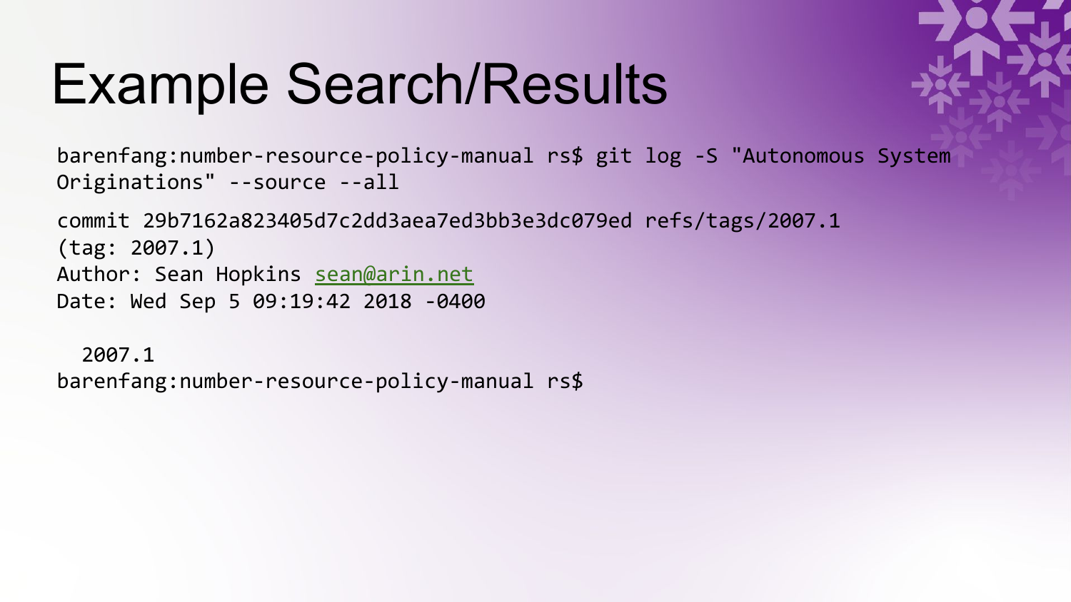# Example Search/Results

```
barenfang:number-resource-policy-manual rs$ git log -S "Autonomous System Originations" --source --all

commit 29b7162a823405d7c2dd3aea7ed3bb3e3dc079ed refs/tags/2007.1 (tag: 2007.1)
Author: Sean Hopkins sean@arin.net
Date: Wed Sep 5 09:19:42 2018 -0400

  2007.1
barenfang:number-resource-policy-manual rs$
```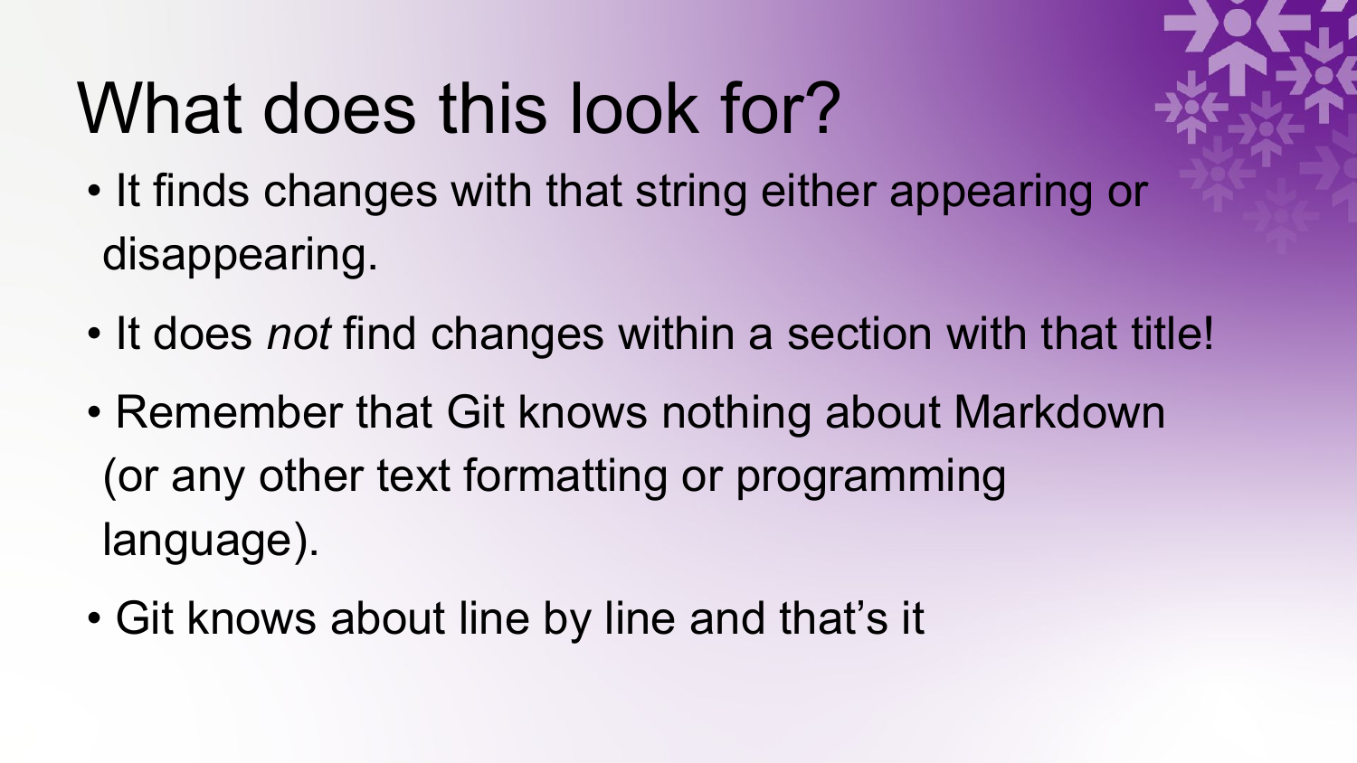# What does this look for?

- It finds changes with that string either appearing or disappearing.
- It does *not* find changes within a section with that title!
- Remember that Git knows nothing about Markdown (or any other text formatting or programming language).
- Git knows about line by line and that's it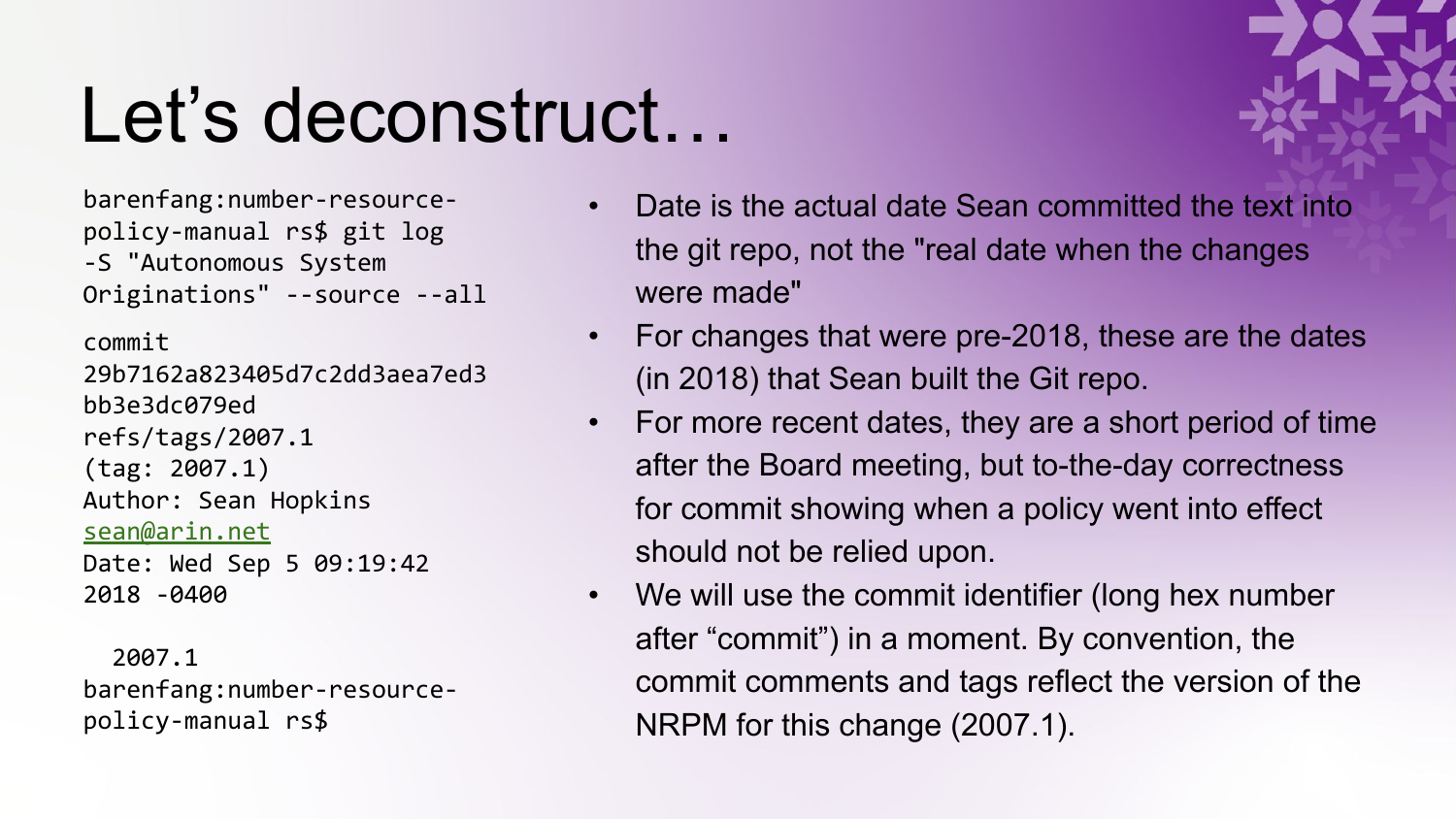# Let’s deconstruct…

```
barenfang:number-resource-policy-manual rs$ git log -S "Autonomous System Originations" --source --all

commit 29b7162a823405d7c2dd3aea7ed3bb3e3dc079ed refs/tags/2007.1 (tag: 2007.1)
Author: Sean Hopkins sean@arin.net
Date: Wed Sep 5 09:19:42 2018 -0400

  2007.1
barenfang:number-resource-policy-manual rs$
```

- Date is the actual date Sean committed the text into the git repo, not the "real date when the changes were made"
- For changes that were pre-2018, these are the dates (in 2018) that Sean built the Git repo.
- For more recent dates, they are a short period of time after the Board meeting, but to-the-day correctness for commit showing when a policy went into effect should not be relied upon.
- We will use the commit identifier (long hex number after “commit”) in a moment. By convention, the commit comments and tags reflect the version of the NRPM for this change (2007.1).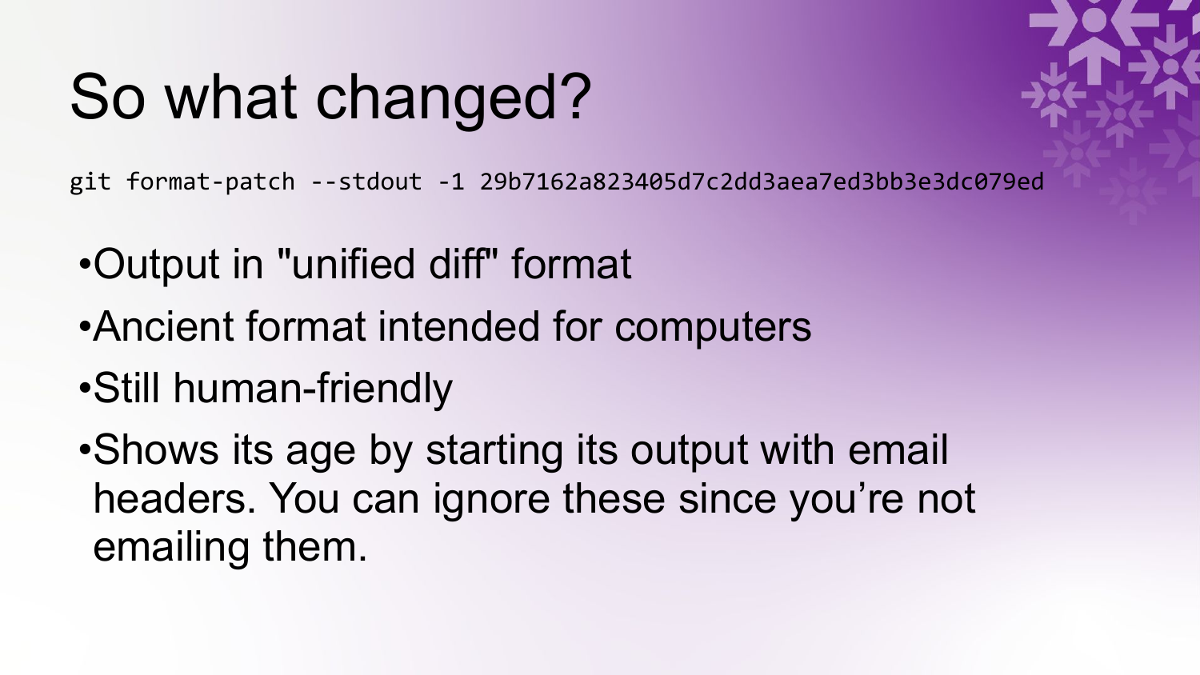# So what changed?

```
git format-patch --stdout -1 29b7162a823405d7c2dd3aea7ed3bb3e3dc079ed
```

- Output in "unified diff" format
- Ancient format intended for computers
- Still human-friendly
- Shows its age by starting its output with email headers. You can ignore these since you're not emailing them.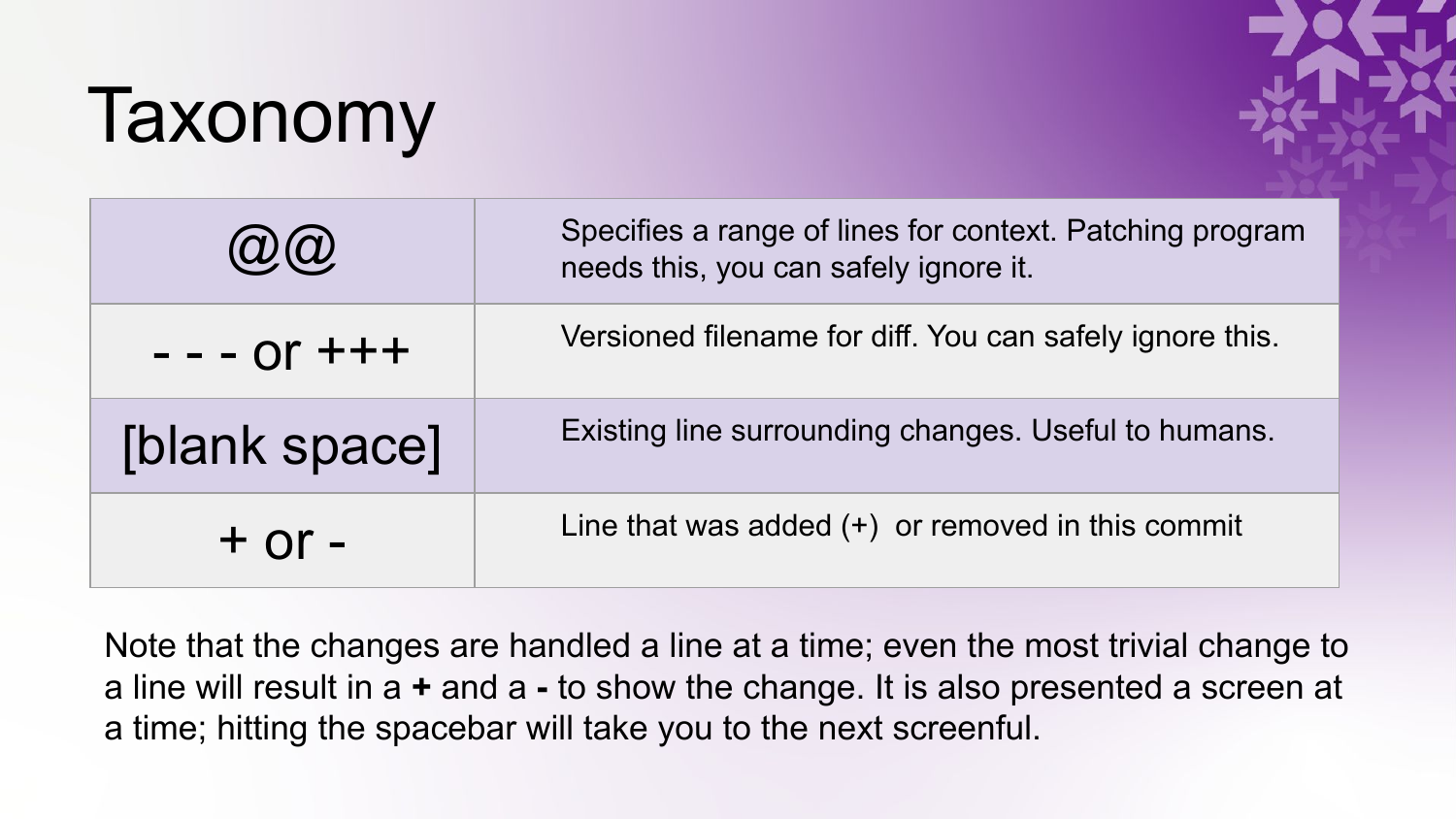# Taxonomy

| | |
|---|---|
| @@ | Specifies a range of lines for context. Patching program needs this, you can safely ignore it. |
| - - - or +++ | Versioned filename for diff. You can safely ignore this. |
| [blank space] | Existing line surrounding changes. Useful to humans. |
| + or - | Line that was added (+) or removed in this commit |

Note that the changes are handled a line at a time; even the most trivial change to a line will result in a **+** and a **-** to show the change. It is also presented a screen at a time; hitting the spacebar will take you to the next screenful.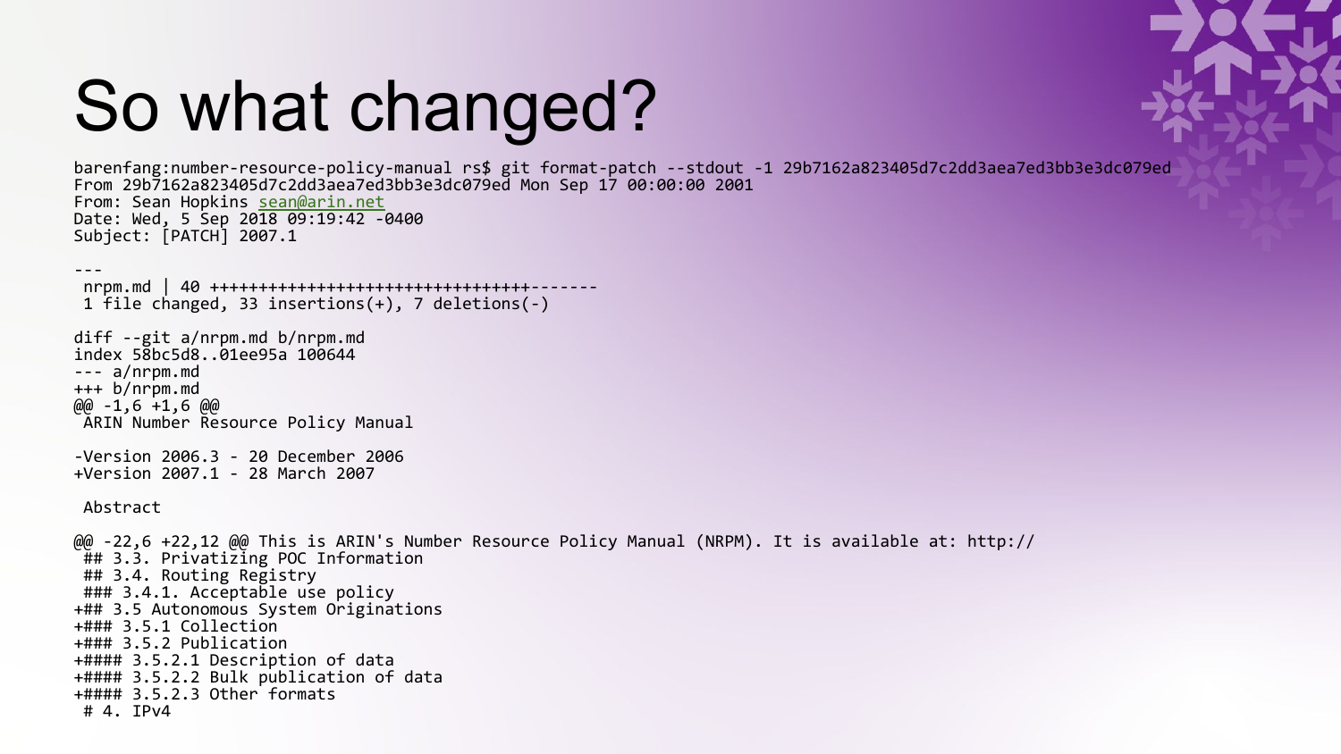# So what changed?

```
barenfang:number-resource-policy-manual rs$ git format-patch --stdout -1 29b7162a823405d7c2dd3aea7ed3bb3e3dc079ed
From 29b7162a823405d7c2dd3aea7ed3bb3e3dc079ed Mon Sep 17 00:00:00 2001
From: Sean Hopkins sean@arin.net
Date: Wed, 5 Sep 2018 09:19:42 -0400
Subject: [PATCH] 2007.1

---
 nrpm.md | 40 +++++++++++++++++++++++++++++++++-------
 1 file changed, 33 insertions(+), 7 deletions(-)

diff --git a/nrpm.md b/nrpm.md
index 58bc5d8..01ee95a 100644
--- a/nrpm.md
+++ b/nrpm.md
@@ -1,6 +1,6 @@
 ARIN Number Resource Policy Manual

-Version 2006.3 - 20 December 2006
+Version 2007.1 - 28 March 2007

 Abstract

@@ -22,6 +22,12 @@ This is ARIN's Number Resource Policy Manual (NRPM). It is available at: http://
 ## 3.3. Privatizing POC Information
 ## 3.4. Routing Registry
 ### 3.4.1. Acceptable use policy
+## 3.5 Autonomous System Originations
+### 3.5.1 Collection
+### 3.5.2 Publication
+#### 3.5.2.1 Description of data
+#### 3.5.2.2 Bulk publication of data
+#### 3.5.2.3 Other formats
 # 4. IPv4
```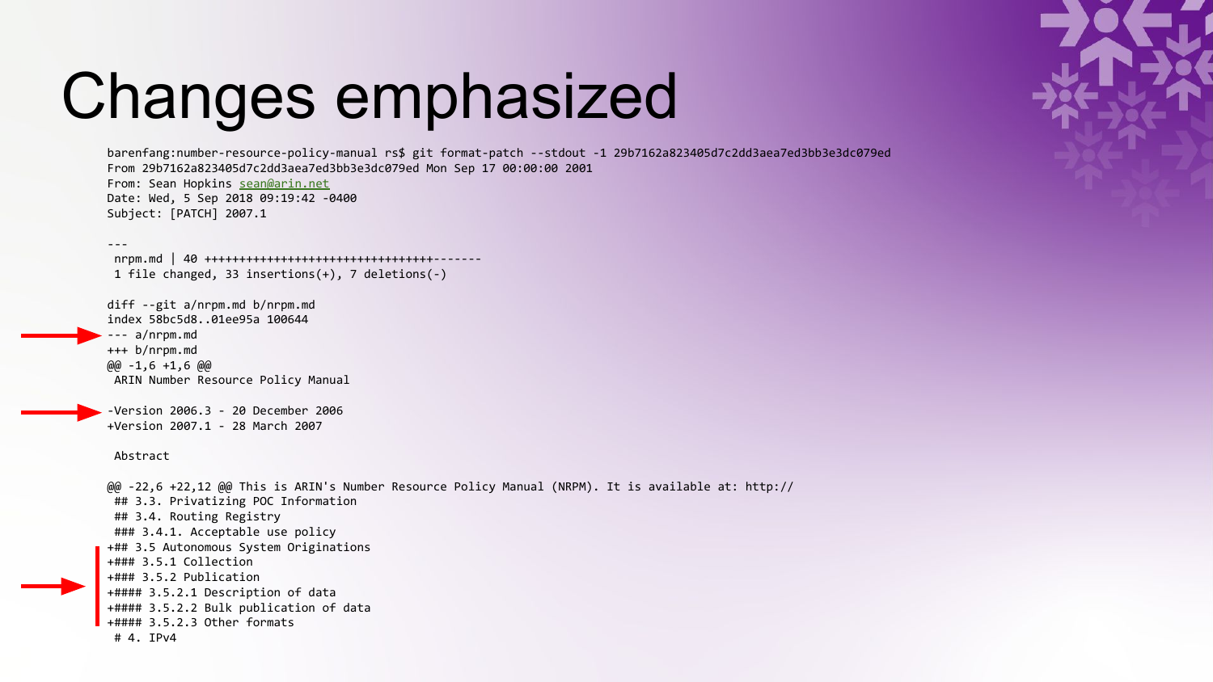# Changes emphasized

```
barenfang:number-resource-policy-manual rs$ git format-patch --stdout -1 29b7162a823405d7c2dd3aea7ed3bb3e3dc079ed
From 29b7162a823405d7c2dd3aea7ed3bb3e3dc079ed Mon Sep 17 00:00:00 2001
From: Sean Hopkins sean@arin.net
Date: Wed, 5 Sep 2018 09:19:42 -0400
Subject: [PATCH] 2007.1

---
 nrpm.md | 40 +++++++++++++++++++++++++++++++++-------
 1 file changed, 33 insertions(+), 7 deletions(-)

diff --git a/nrpm.md b/nrpm.md
index 58bc5d8..01ee95a 100644
--- a/nrpm.md
+++ b/nrpm.md
@@ -1,6 +1,6 @@
 ARIN Number Resource Policy Manual

-Version 2006.3 - 20 December 2006
+Version 2007.1 - 28 March 2007

 Abstract

@@ -22,6 +22,12 @@ This is ARIN's Number Resource Policy Manual (NRPM). It is available at: http://
 ## 3.3. Privatizing POC Information
 ## 3.4. Routing Registry
 ### 3.4.1. Acceptable use policy
+## 3.5 Autonomous System Originations
+### 3.5.1 Collection
+### 3.5.2 Publication
+#### 3.5.2.1 Description of data
+#### 3.5.2.2 Bulk publication of data
+#### 3.5.2.3 Other formats
 # 4. IPv4
```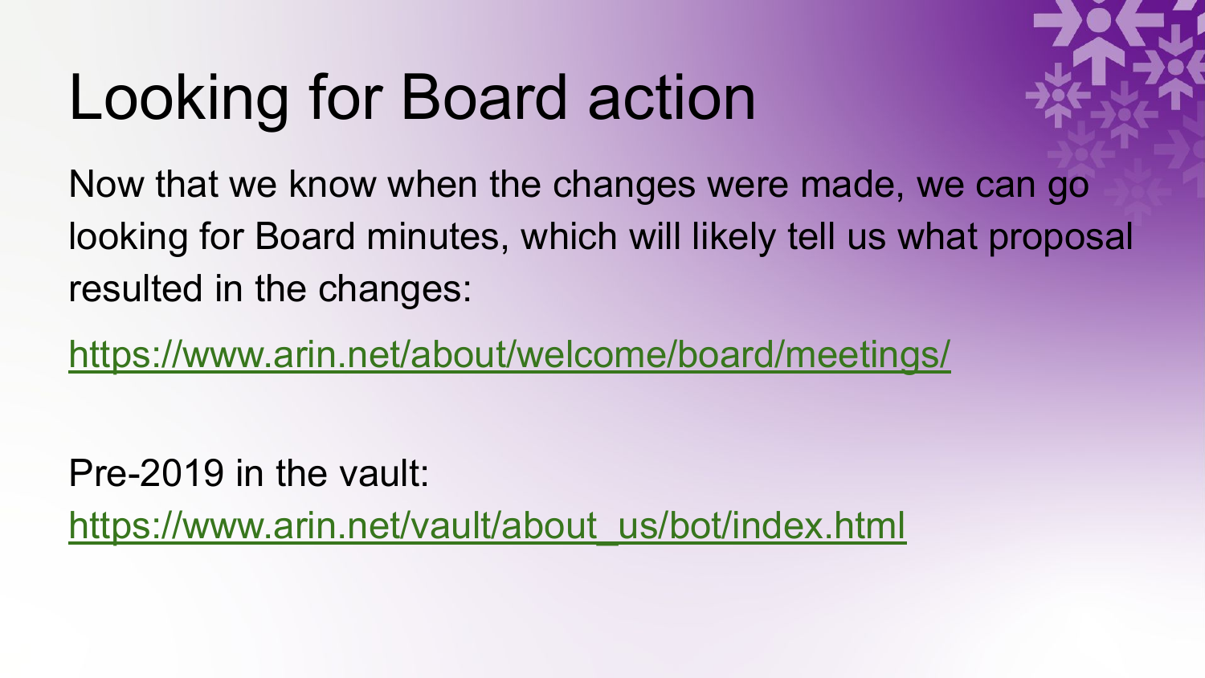# Looking for Board action

Now that we know when the changes were made, we can go looking for Board minutes, which will likely tell us what proposal resulted in the changes:

https://www.arin.net/about/welcome/board/meetings/

Pre-2019 in the vault:
https://www.arin.net/vault/about_us/bot/index.html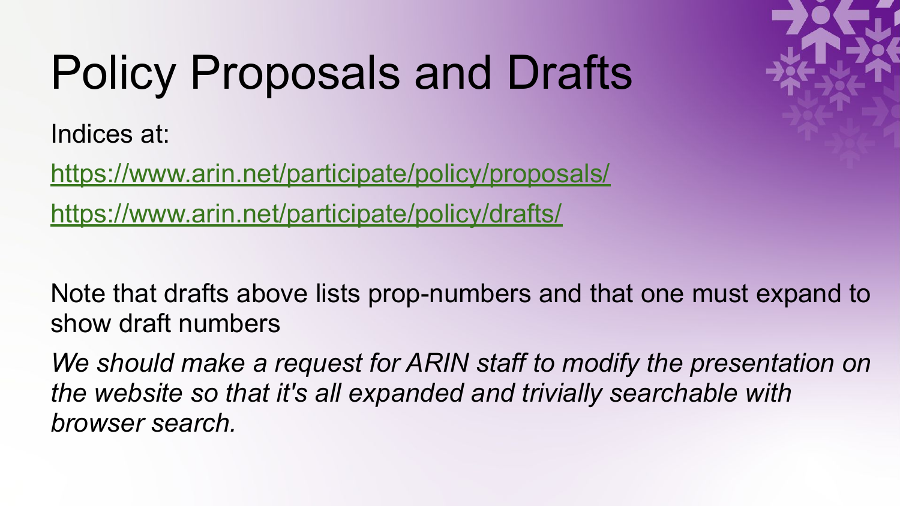# Policy Proposals and Drafts

Indices at:

https://www.arin.net/participate/policy/proposals/

https://www.arin.net/participate/policy/drafts/

Note that drafts above lists prop-numbers and that one must expand to show draft numbers

*We should make a request for ARIN staff to modify the presentation on the website so that it's all expanded and trivially searchable with browser search.*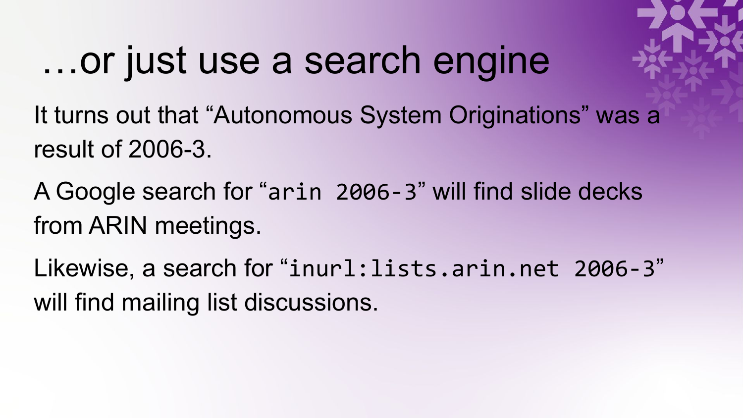# …or just use a search engine

It turns out that “Autonomous System Originations” was a result of 2006-3.

A Google search for “`arin 2006-3`” will find slide decks from ARIN meetings.

Likewise, a search for “`inurl:lists.arin.net 2006-3`” will find mailing list discussions.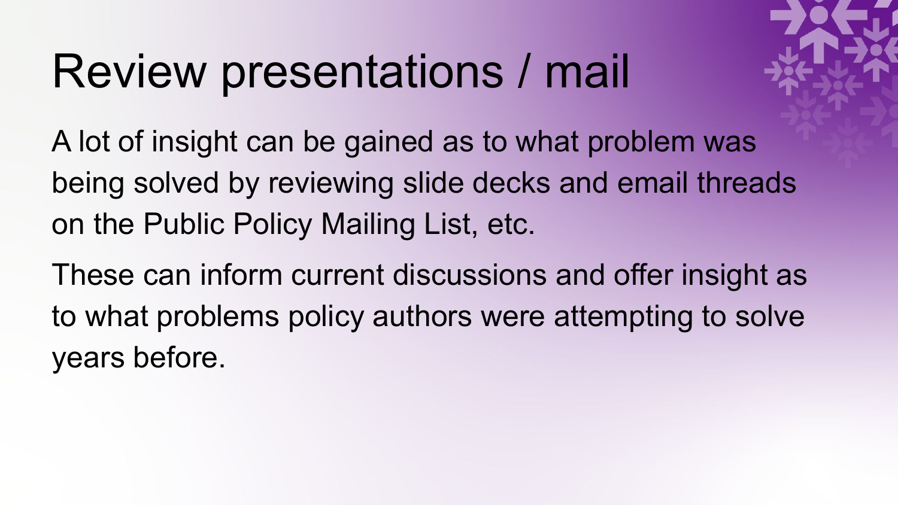# Review presentations / mail

A lot of insight can be gained as to what problem was being solved by reviewing slide decks and email threads on the Public Policy Mailing List, etc.

These can inform current discussions and offer insight as to what problems policy authors were attempting to solve years before.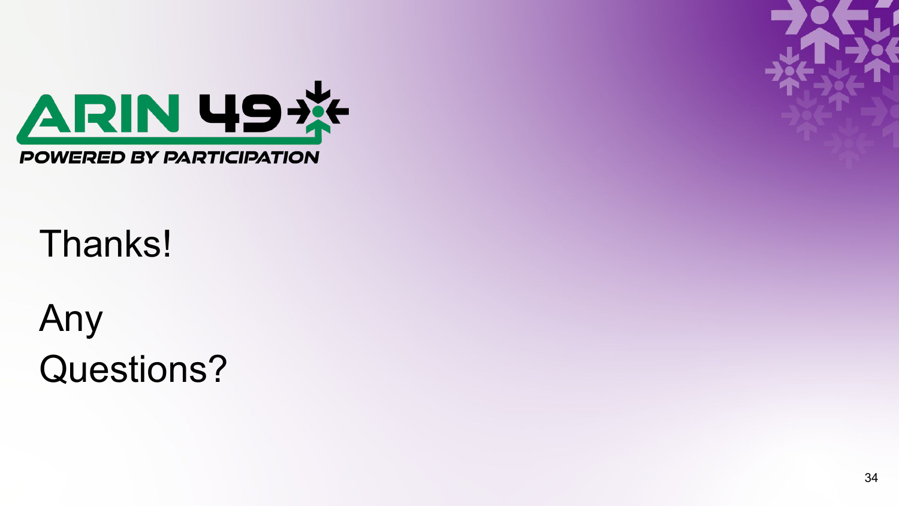ARIN 49

POWERED BY PARTICIPATION

Thanks!

Any Questions?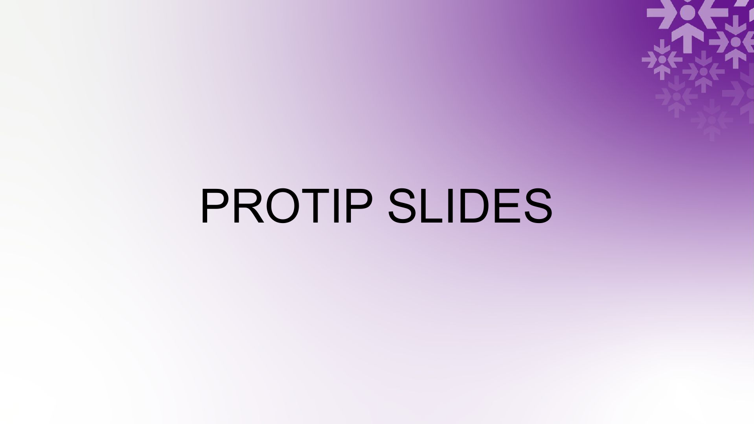# PROTIP SLIDES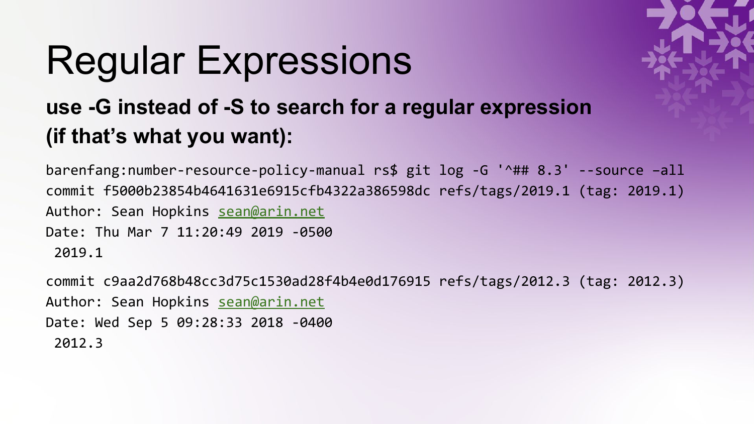# Regular Expressions

**use -G instead of -S to search for a regular expression (if that's what you want):**

```
barenfang:number-resource-policy-manual rs$ git log -G '^## 8.3' --source –all
commit f5000b23854b4641631e6915cfb4322a386598dc refs/tags/2019.1 (tag: 2019.1)
Author: Sean Hopkins sean@arin.net
Date: Thu Mar 7 11:20:49 2019 -0500
 2019.1

commit c9aa2d768b48cc3d75c1530ad28f4b4e0d176915 refs/tags/2012.3 (tag: 2012.3)
Author: Sean Hopkins sean@arin.net
Date: Wed Sep 5 09:28:33 2018 -0400
 2012.3
```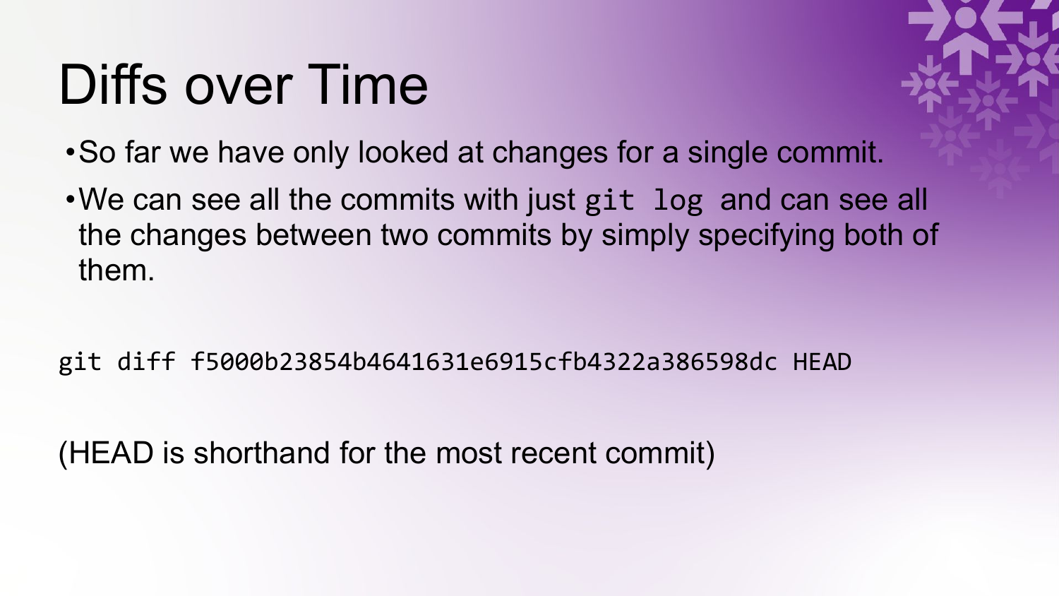# Diffs over Time

- So far we have only looked at changes for a single commit.
- We can see all the commits with just `git log` and can see all the changes between two commits by simply specifying both of them.

```
git diff f5000b23854b4641631e6915cfb4322a386598dc HEAD
```

(HEAD is shorthand for the most recent commit)